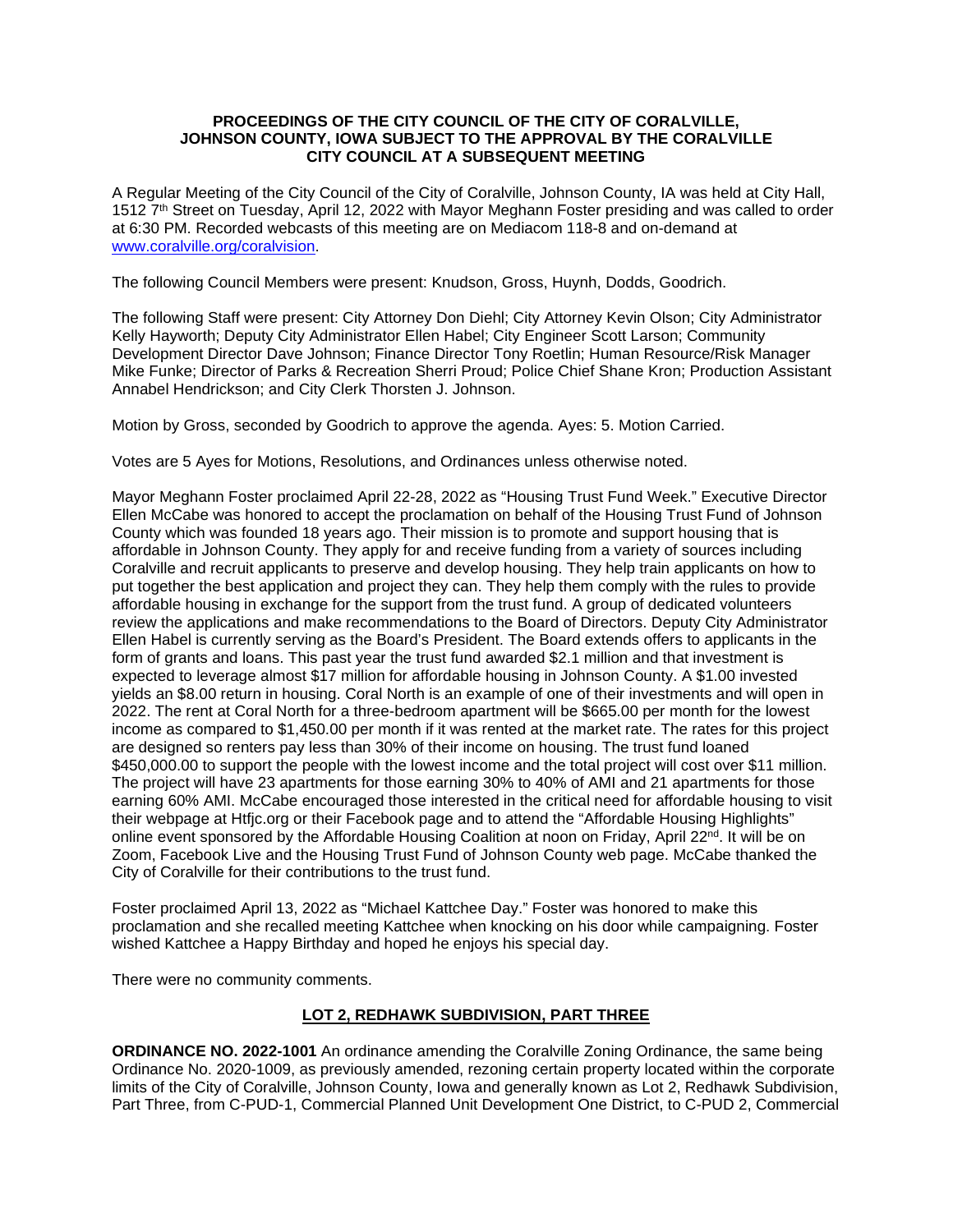**PROCEEDINGS OF THE CITY COUNCIL OF THE CITY OF CORALVILLE, JOHNSON COUNTY, IOWA SUBJECT TO THE APPROVAL BY THE CORALVILLE CITY COUNCIL AT A SUBSEQUENT MEETING**

A Regular Meeting of the City Council of the City of Coralville, Johnson County, IA was held at City Hall, 1512 7th Street on Tuesday, April 12, 2022 with Mayor Meghann Foster presiding and was called to order at 6:30 PM. Recorded webcasts of this meeting are on Mediacom 118-8 and on-demand at www.coralville.org/coralvision.

The following Council Members were present: Knudson, Gross, Huynh, Dodds, Goodrich.

The following Staff were present: City Attorney Don Diehl; City Attorney Kevin Olson; City Administrator Kelly Hayworth; Deputy City Administrator Ellen Habel; City Engineer Scott Larson; Community Development Director Dave Johnson; Finance Director Tony Roetlin; Human Resource/Risk Manager Mike Funke; Director of Parks & Recreation Sherri Proud; Police Chief Shane Kron; Production Assistant Annabel Hendrickson; and City Clerk Thorsten J. Johnson.

Motion by Gross, seconded by Goodrich to approve the agenda. Ayes: 5. Motion Carried.

Votes are 5 Ayes for Motions, Resolutions, and Ordinances unless otherwise noted.

Mayor Meghann Foster proclaimed April 22-28, 2022 as "Housing Trust Fund Week." Executive Director Ellen McCabe was honored to accept the proclamation on behalf of the Housing Trust Fund of Johnson County which was founded 18 years ago. Their mission is to promote and support housing that is affordable in Johnson County. They apply for and receive funding from a variety of sources including Coralville and recruit applicants to preserve and develop housing. They help train applicants on how to put together the best application and project they can. They help them comply with the rules to provide affordable housing in exchange for the support from the trust fund. A group of dedicated volunteers review the applications and make recommendations to the Board of Directors. Deputy City Administrator Ellen Habel is currently serving as the Board's President. The Board extends offers to applicants in the form of grants and loans. This past year the trust fund awarded $2.1 million and that investment is expected to leverage almost $17 million for affordable housing in Johnson County. A $1.00 invested yields an $8.00 return in housing. Coral North is an example of one of their investments and will open in 2022. The rent at Coral North for a three-bedroom apartment will be $665.00 per month for the lowest income as compared to $1,450.00 per month if it was rented at the market rate. The rates for this project are designed so renters pay less than 30% of their income on housing. The trust fund loaned $450,000.00 to support the people with the lowest income and the total project will cost over $11 million. The project will have 23 apartments for those earning 30% to 40% of AMI and 21 apartments for those earning 60% AMI. McCabe encouraged those interested in the critical need for affordable housing to visit their webpage at Htfjc.org or their Facebook page and to attend the "Affordable Housing Highlights" online event sponsored by the Affordable Housing Coalition at noon on Friday, April 22nd. It will be on Zoom, Facebook Live and the Housing Trust Fund of Johnson County web page. McCabe thanked the City of Coralville for their contributions to the trust fund.

Foster proclaimed April 13, 2022 as "Michael Kattchee Day." Foster was honored to make this proclamation and she recalled meeting Kattchee when knocking on his door while campaigning. Foster wished Kattchee a Happy Birthday and hoped he enjoys his special day.

There were no community comments.

**LOT 2, REDHAWK SUBDIVISION, PART THREE**

**ORDINANCE NO. 2022-1001** An ordinance amending the Coralville Zoning Ordinance, the same being Ordinance No. 2020-1009, as previously amended, rezoning certain property located within the corporate limits of the City of Coralville, Johnson County, Iowa and generally known as Lot 2, Redhawk Subdivision, Part Three, from C-PUD-1, Commercial Planned Unit Development One District, to C-PUD 2, Commercial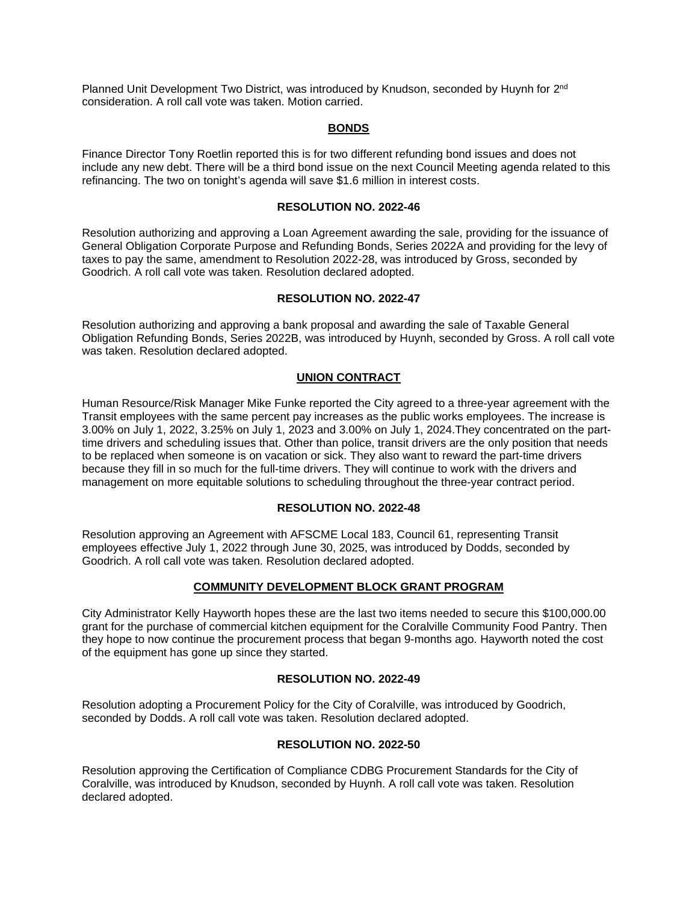Planned Unit Development Two District, was introduced by Knudson, seconded by Huynh for 2nd consideration. A roll call vote was taken. Motion carried.

## BONDS

Finance Director Tony Roetlin reported this is for two different refunding bond issues and does not include any new debt. There will be a third bond issue on the next Council Meeting agenda related to this refinancing. The two on tonight's agenda will save $1.6 million in interest costs.

### RESOLUTION NO. 2022-46

Resolution authorizing and approving a Loan Agreement awarding the sale, providing for the issuance of General Obligation Corporate Purpose and Refunding Bonds, Series 2022A and providing for the levy of taxes to pay the same, amendment to Resolution 2022-28, was introduced by Gross, seconded by Goodrich. A roll call vote was taken. Resolution declared adopted.

### RESOLUTION NO. 2022-47

Resolution authorizing and approving a bank proposal and awarding the sale of Taxable General Obligation Refunding Bonds, Series 2022B, was introduced by Huynh, seconded by Gross. A roll call vote was taken. Resolution declared adopted.

## UNION CONTRACT

Human Resource/Risk Manager Mike Funke reported the City agreed to a three-year agreement with the Transit employees with the same percent pay increases as the public works employees. The increase is 3.00% on July 1, 2022, 3.25% on July 1, 2023 and 3.00% on July 1, 2024.They concentrated on the part-time drivers and scheduling issues that. Other than police, transit drivers are the only position that needs to be replaced when someone is on vacation or sick. They also want to reward the part-time drivers because they fill in so much for the full-time drivers. They will continue to work with the drivers and management on more equitable solutions to scheduling throughout the three-year contract period.

### RESOLUTION NO. 2022-48

Resolution approving an Agreement with AFSCME Local 183, Council 61, representing Transit employees effective July 1, 2022 through June 30, 2025, was introduced by Dodds, seconded by Goodrich. A roll call vote was taken. Resolution declared adopted.

## COMMUNITY DEVELOPMENT BLOCK GRANT PROGRAM

City Administrator Kelly Hayworth hopes these are the last two items needed to secure this $100,000.00 grant for the purchase of commercial kitchen equipment for the Coralville Community Food Pantry. Then they hope to now continue the procurement process that began 9-months ago. Hayworth noted the cost of the equipment has gone up since they started.

### RESOLUTION NO. 2022-49

Resolution adopting a Procurement Policy for the City of Coralville, was introduced by Goodrich, seconded by Dodds. A roll call vote was taken. Resolution declared adopted.

### RESOLUTION NO. 2022-50

Resolution approving the Certification of Compliance CDBG Procurement Standards for the City of Coralville, was introduced by Knudson, seconded by Huynh. A roll call vote was taken. Resolution declared adopted.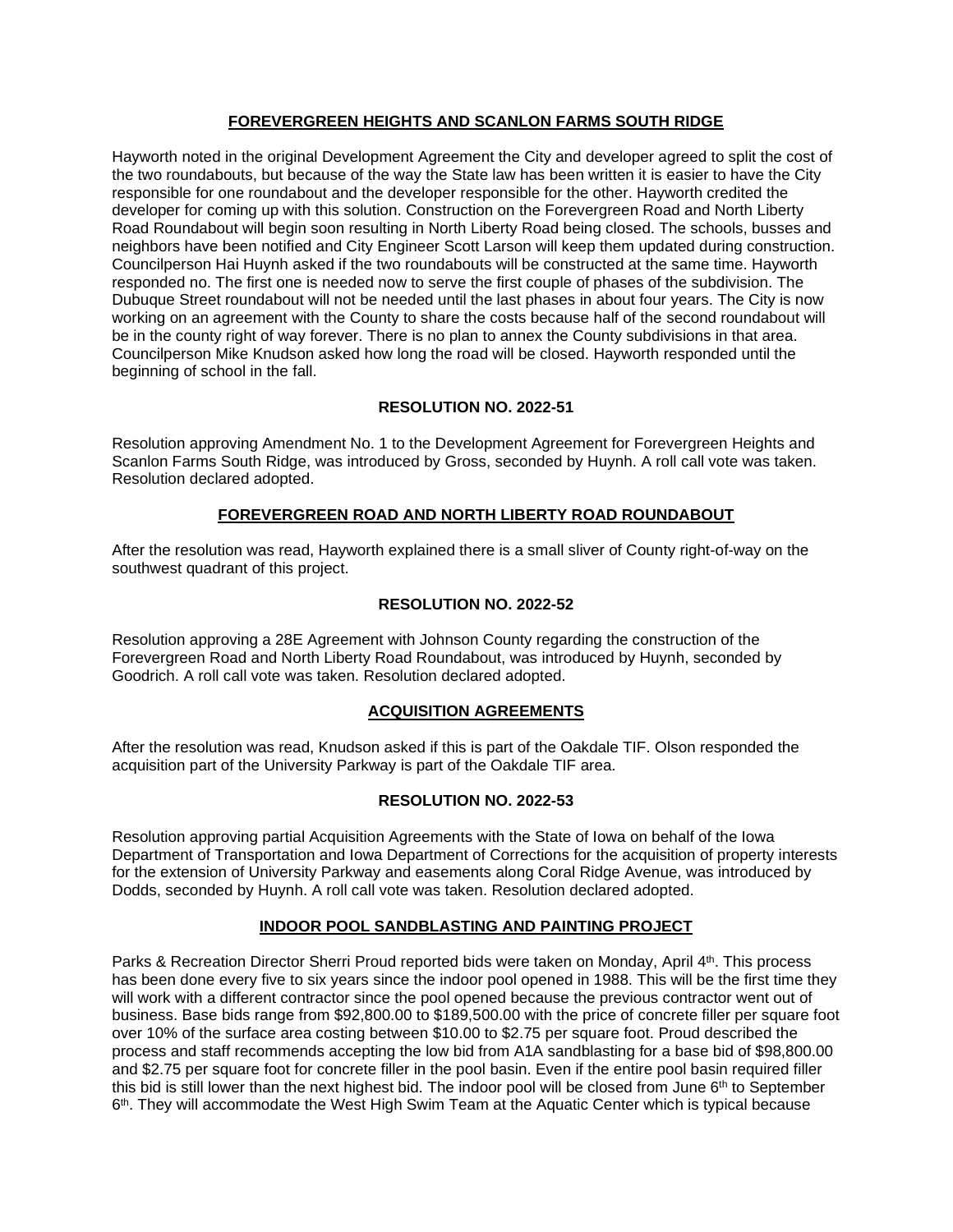## FOREVERGREEN HEIGHTS AND SCANLON FARMS SOUTH RIDGE

Hayworth noted in the original Development Agreement the City and developer agreed to split the cost of the two roundabouts, but because of the way the State law has been written it is easier to have the City responsible for one roundabout and the developer responsible for the other. Hayworth credited the developer for coming up with this solution. Construction on the Forevergreen Road and North Liberty Road Roundabout will begin soon resulting in North Liberty Road being closed. The schools, busses and neighbors have been notified and City Engineer Scott Larson will keep them updated during construction. Councilperson Hai Huynh asked if the two roundabouts will be constructed at the same time. Hayworth responded no. The first one is needed now to serve the first couple of phases of the subdivision. The Dubuque Street roundabout will not be needed until the last phases in about four years. The City is now working on an agreement with the County to share the costs because half of the second roundabout will be in the county right of way forever. There is no plan to annex the County subdivisions in that area. Councilperson Mike Knudson asked how long the road will be closed. Hayworth responded until the beginning of school in the fall.

## RESOLUTION NO. 2022-51

Resolution approving Amendment No. 1 to the Development Agreement for Forevergreen Heights and Scanlon Farms South Ridge, was introduced by Gross, seconded by Huynh. A roll call vote was taken. Resolution declared adopted.

## FOREVERGREEN ROAD AND NORTH LIBERTY ROAD ROUNDABOUT

After the resolution was read, Hayworth explained there is a small sliver of County right-of-way on the southwest quadrant of this project.

## RESOLUTION NO. 2022-52

Resolution approving a 28E Agreement with Johnson County regarding the construction of the Forevergreen Road and North Liberty Road Roundabout, was introduced by Huynh, seconded by Goodrich. A roll call vote was taken. Resolution declared adopted.

## ACQUISITION AGREEMENTS

After the resolution was read, Knudson asked if this is part of the Oakdale TIF. Olson responded the acquisition part of the University Parkway is part of the Oakdale TIF area.

## RESOLUTION NO. 2022-53

Resolution approving partial Acquisition Agreements with the State of Iowa on behalf of the Iowa Department of Transportation and Iowa Department of Corrections for the acquisition of property interests for the extension of University Parkway and easements along Coral Ridge Avenue, was introduced by Dodds, seconded by Huynh. A roll call vote was taken. Resolution declared adopted.

## INDOOR POOL SANDBLASTING AND PAINTING PROJECT

Parks & Recreation Director Sherri Proud reported bids were taken on Monday, April 4th. This process has been done every five to six years since the indoor pool opened in 1988. This will be the first time they will work with a different contractor since the pool opened because the previous contractor went out of business. Base bids range from $92,800.00 to $189,500.00 with the price of concrete filler per square foot over 10% of the surface area costing between $10.00 to $2.75 per square foot. Proud described the process and staff recommends accepting the low bid from A1A sandblasting for a base bid of $98,800.00 and $2.75 per square foot for concrete filler in the pool basin. Even if the entire pool basin required filler this bid is still lower than the next highest bid. The indoor pool will be closed from June 6th to September 6th. They will accommodate the West High Swim Team at the Aquatic Center which is typical because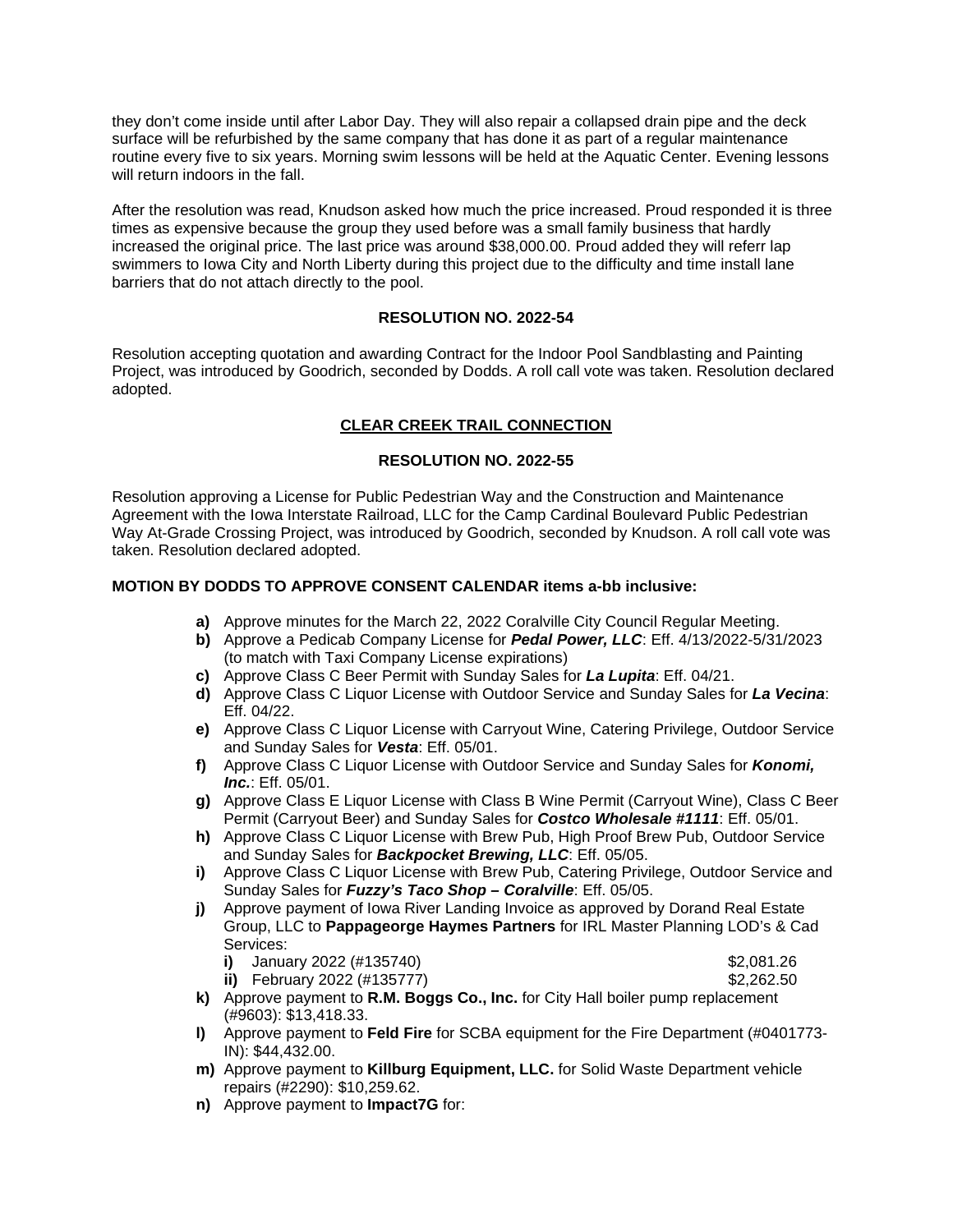they don't come inside until after Labor Day. They will also repair a collapsed drain pipe and the deck surface will be refurbished by the same company that has done it as part of a regular maintenance routine every five to six years. Morning swim lessons will be held at the Aquatic Center. Evening lessons will return indoors in the fall.

After the resolution was read, Knudson asked how much the price increased. Proud responded it is three times as expensive because the group they used before was a small family business that hardly increased the original price. The last price was around $38,000.00. Proud added they will referr lap swimmers to Iowa City and North Liberty during this project due to the difficulty and time install lane barriers that do not attach directly to the pool.

**RESOLUTION NO. 2022-54**

Resolution accepting quotation and awarding Contract for the Indoor Pool Sandblasting and Painting Project, was introduced by Goodrich, seconded by Dodds. A roll call vote was taken. Resolution declared adopted.

**CLEAR CREEK TRAIL CONNECTION**

**RESOLUTION NO. 2022-55**

Resolution approving a License for Public Pedestrian Way and the Construction and Maintenance Agreement with the Iowa Interstate Railroad, LLC for the Camp Cardinal Boulevard Public Pedestrian Way At-Grade Crossing Project, was introduced by Goodrich, seconded by Knudson. A roll call vote was taken. Resolution declared adopted.

**MOTION BY DODDS TO APPROVE CONSENT CALENDAR items a-bb inclusive:**

- **a)** Approve minutes for the March 22, 2022 Coralville City Council Regular Meeting.
- **b)** Approve a Pedicab Company License for ***Pedal Power, LLC***: Eff. 4/13/2022-5/31/2023 (to match with Taxi Company License expirations)
- **c)** Approve Class C Beer Permit with Sunday Sales for ***La Lupita***: Eff. 04/21.
- **d)** Approve Class C Liquor License with Outdoor Service and Sunday Sales for ***La Vecina***: Eff. 04/22.
- **e)** Approve Class C Liquor License with Carryout Wine, Catering Privilege, Outdoor Service and Sunday Sales for ***Vesta***: Eff. 05/01.
- **f)** Approve Class C Liquor License with Outdoor Service and Sunday Sales for ***Konomi, Inc.***: Eff. 05/01.
- **g)** Approve Class E Liquor License with Class B Wine Permit (Carryout Wine), Class C Beer Permit (Carryout Beer) and Sunday Sales for ***Costco Wholesale #1111***: Eff. 05/01.
- **h)** Approve Class C Liquor License with Brew Pub, High Proof Brew Pub, Outdoor Service and Sunday Sales for ***Backpocket Brewing, LLC***: Eff. 05/05.
- **i)** Approve Class C Liquor License with Brew Pub, Catering Privilege, Outdoor Service and Sunday Sales for ***Fuzzy's Taco Shop – Coralville***: Eff. 05/05.
- **j)** Approve payment of Iowa River Landing Invoice as approved by Dorand Real Estate Group, LLC to **Pappageorge Haymes Partners** for IRL Master Planning LOD's & Cad Services:
  - **i)** January 2022 (#135740) $2,081.26
  - **ii)** February 2022 (#135777) $2,262.50
- **k)** Approve payment to **R.M. Boggs Co., Inc.** for City Hall boiler pump replacement (#9603): $13,418.33.
- **l)** Approve payment to **Feld Fire** for SCBA equipment for the Fire Department (#0401773-IN): $44,432.00.
- **m)** Approve payment to **Killburg Equipment, LLC.** for Solid Waste Department vehicle repairs (#2290): $10,259.62.
- **n)** Approve payment to **Impact7G** for: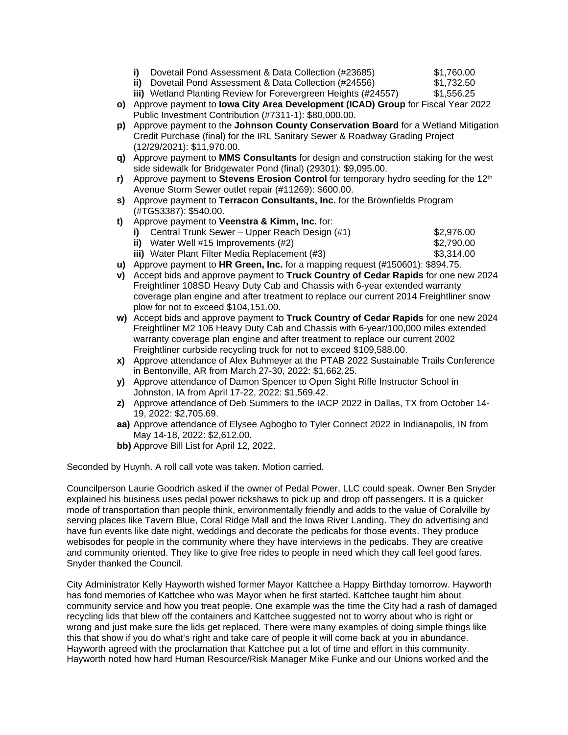- **i)** Dovetail Pond Assessment & Data Collection (#23685) $1,760.00
- **ii)** Dovetail Pond Assessment & Data Collection (#24556) $1,732.50
- **iii)** Wetland Planting Review for Forevergreen Heights (#24557) $1,556.25

**o)** Approve payment to **Iowa City Area Development (ICAD) Group** for Fiscal Year 2022 Public Investment Contribution (#7311-1): $80,000.00.

**p)** Approve payment to the **Johnson County Conservation Board** for a Wetland Mitigation Credit Purchase (final) for the IRL Sanitary Sewer & Roadway Grading Project (12/29/2021): $11,970.00.

**q)** Approve payment to **MMS Consultants** for design and construction staking for the west side sidewalk for Bridgewater Pond (final) (29301): $9,095.00.

**r)** Approve payment to **Stevens Erosion Control** for temporary hydro seeding for the 12th Avenue Storm Sewer outlet repair (#11269): $600.00.

**s)** Approve payment to **Terracon Consultants, Inc.** for the Brownfields Program (#TG53387): $540.00.

**t)** Approve payment to **Veenstra & Kimm, Inc.** for:

- **i)** Central Trunk Sewer – Upper Reach Design (#1) $2,976.00
- **ii)** Water Well #15 Improvements (#2) $2,790.00
- **iii)** Water Plant Filter Media Replacement (#3) $3,314.00

**u)** Approve payment to **HR Green, Inc.** for a mapping request (#150601): $894.75.

**v)** Accept bids and approve payment to **Truck Country of Cedar Rapids** for one new 2024 Freightliner 108SD Heavy Duty Cab and Chassis with 6-year extended warranty coverage plan engine and after treatment to replace our current 2014 Freightliner snow plow for not to exceed $104,151.00.

**w)** Accept bids and approve payment to **Truck Country of Cedar Rapids** for one new 2024 Freightliner M2 106 Heavy Duty Cab and Chassis with 6-year/100,000 miles extended warranty coverage plan engine and after treatment to replace our current 2002 Freightliner curbside recycling truck for not to exceed $109,588.00.

**x)** Approve attendance of Alex Buhmeyer at the PTAB 2022 Sustainable Trails Conference in Bentonville, AR from March 27-30, 2022: $1,662.25.

**y)** Approve attendance of Damon Spencer to Open Sight Rifle Instructor School in Johnston, IA from April 17-22, 2022: $1,569.42.

**z)** Approve attendance of Deb Summers to the IACP 2022 in Dallas, TX from October 14-19, 2022: $2,705.69.

**aa)** Approve attendance of Elysee Agbogbo to Tyler Connect 2022 in Indianapolis, IN from May 14-18, 2022: $2,612.00.

**bb)** Approve Bill List for April 12, 2022.

Seconded by Huynh. A roll call vote was taken. Motion carried.

Councilperson Laurie Goodrich asked if the owner of Pedal Power, LLC could speak. Owner Ben Snyder explained his business uses pedal power rickshaws to pick up and drop off passengers. It is a quicker mode of transportation than people think, environmentally friendly and adds to the value of Coralville by serving places like Tavern Blue, Coral Ridge Mall and the Iowa River Landing. They do advertising and have fun events like date night, weddings and decorate the pedicabs for those events. They produce webisodes for people in the community where they have interviews in the pedicabs. They are creative and community oriented. They like to give free rides to people in need which they call feel good fares. Snyder thanked the Council.

City Administrator Kelly Hayworth wished former Mayor Kattchee a Happy Birthday tomorrow. Hayworth has fond memories of Kattchee who was Mayor when he first started. Kattchee taught him about community service and how you treat people. One example was the time the City had a rash of damaged recycling lids that blew off the containers and Kattchee suggested not to worry about who is right or wrong and just make sure the lids get replaced. There were many examples of doing simple things like this that show if you do what's right and take care of people it will come back at you in abundance. Hayworth agreed with the proclamation that Kattchee put a lot of time and effort in this community. Hayworth noted how hard Human Resource/Risk Manager Mike Funke and our Unions worked and the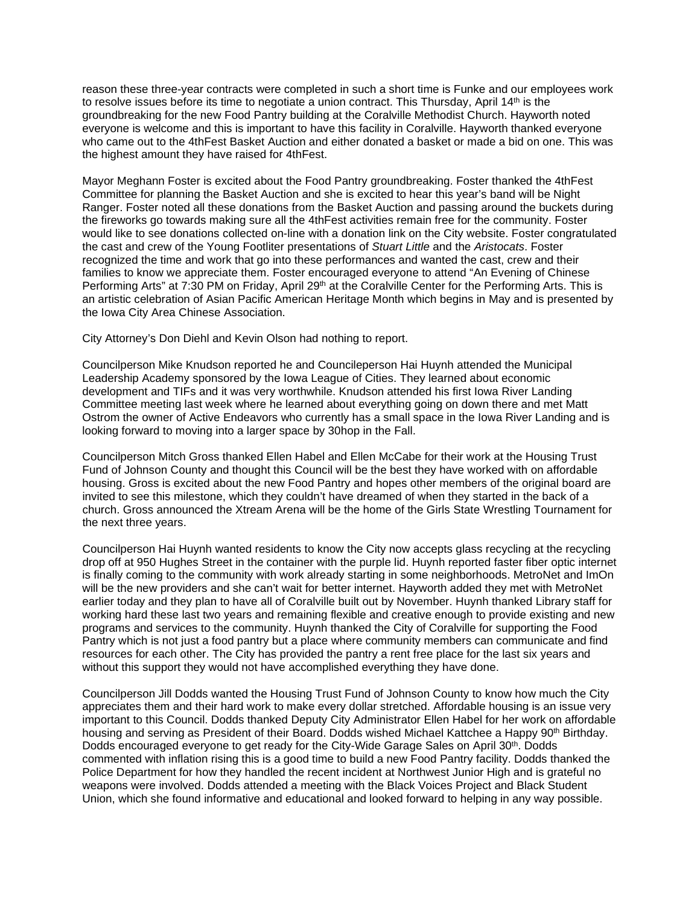reason these three-year contracts were completed in such a short time is Funke and our employees work to resolve issues before its time to negotiate a union contract. This Thursday, April 14th is the groundbreaking for the new Food Pantry building at the Coralville Methodist Church. Hayworth noted everyone is welcome and this is important to have this facility in Coralville. Hayworth thanked everyone who came out to the 4thFest Basket Auction and either donated a basket or made a bid on one. This was the highest amount they have raised for 4thFest.

Mayor Meghann Foster is excited about the Food Pantry groundbreaking. Foster thanked the 4thFest Committee for planning the Basket Auction and she is excited to hear this year's band will be Night Ranger. Foster noted all these donations from the Basket Auction and passing around the buckets during the fireworks go towards making sure all the 4thFest activities remain free for the community. Foster would like to see donations collected on-line with a donation link on the City website. Foster congratulated the cast and crew of the Young Footliter presentations of *Stuart Little* and the *Aristocats*. Foster recognized the time and work that go into these performances and wanted the cast, crew and their families to know we appreciate them. Foster encouraged everyone to attend "An Evening of Chinese Performing Arts" at 7:30 PM on Friday, April 29th at the Coralville Center for the Performing Arts. This is an artistic celebration of Asian Pacific American Heritage Month which begins in May and is presented by the Iowa City Area Chinese Association.

City Attorney's Don Diehl and Kevin Olson had nothing to report.

Councilperson Mike Knudson reported he and Councileperson Hai Huynh attended the Municipal Leadership Academy sponsored by the Iowa League of Cities. They learned about economic development and TIFs and it was very worthwhile. Knudson attended his first Iowa River Landing Committee meeting last week where he learned about everything going on down there and met Matt Ostrom the owner of Active Endeavors who currently has a small space in the Iowa River Landing and is looking forward to moving into a larger space by 30hop in the Fall.

Councilperson Mitch Gross thanked Ellen Habel and Ellen McCabe for their work at the Housing Trust Fund of Johnson County and thought this Council will be the best they have worked with on affordable housing. Gross is excited about the new Food Pantry and hopes other members of the original board are invited to see this milestone, which they couldn't have dreamed of when they started in the back of a church. Gross announced the Xtream Arena will be the home of the Girls State Wrestling Tournament for the next three years.

Councilperson Hai Huynh wanted residents to know the City now accepts glass recycling at the recycling drop off at 950 Hughes Street in the container with the purple lid. Huynh reported faster fiber optic internet is finally coming to the community with work already starting in some neighborhoods. MetroNet and ImOn will be the new providers and she can't wait for better internet. Hayworth added they met with MetroNet earlier today and they plan to have all of Coralville built out by November. Huynh thanked Library staff for working hard these last two years and remaining flexible and creative enough to provide existing and new programs and services to the community. Huynh thanked the City of Coralville for supporting the Food Pantry which is not just a food pantry but a place where community members can communicate and find resources for each other. The City has provided the pantry a rent free place for the last six years and without this support they would not have accomplished everything they have done.

Councilperson Jill Dodds wanted the Housing Trust Fund of Johnson County to know how much the City appreciates them and their hard work to make every dollar stretched. Affordable housing is an issue very important to this Council. Dodds thanked Deputy City Administrator Ellen Habel for her work on affordable housing and serving as President of their Board. Dodds wished Michael Kattchee a Happy 90th Birthday. Dodds encouraged everyone to get ready for the City-Wide Garage Sales on April 30th. Dodds commented with inflation rising this is a good time to build a new Food Pantry facility. Dodds thanked the Police Department for how they handled the recent incident at Northwest Junior High and is grateful no weapons were involved. Dodds attended a meeting with the Black Voices Project and Black Student Union, which she found informative and educational and looked forward to helping in any way possible.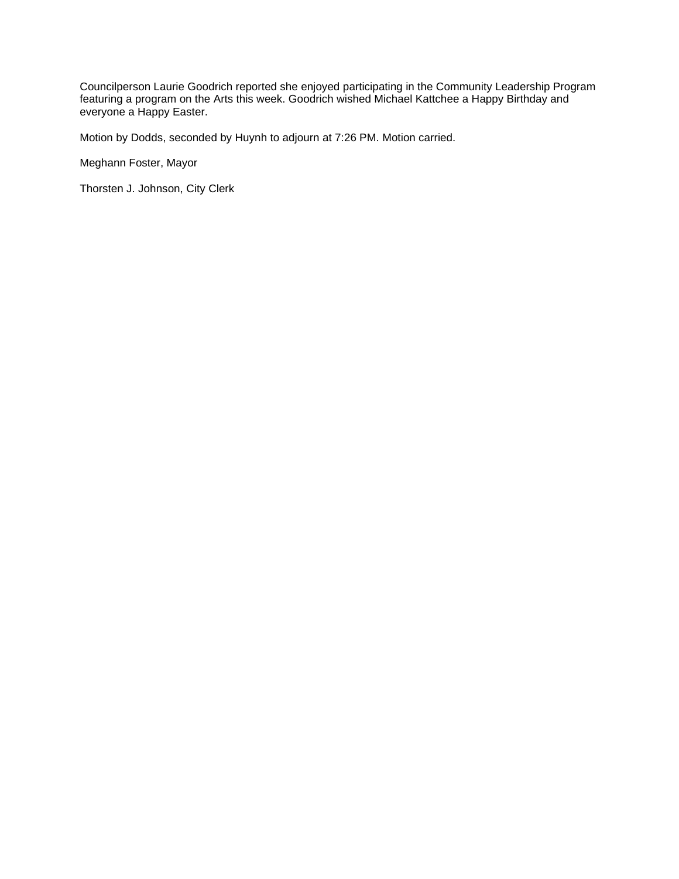Councilperson Laurie Goodrich reported she enjoyed participating in the Community Leadership Program featuring a program on the Arts this week. Goodrich wished Michael Kattchee a Happy Birthday and everyone a Happy Easter.

Motion by Dodds, seconded by Huynh to adjourn at 7:26 PM. Motion carried.

Meghann Foster, Mayor

Thorsten J. Johnson, City Clerk